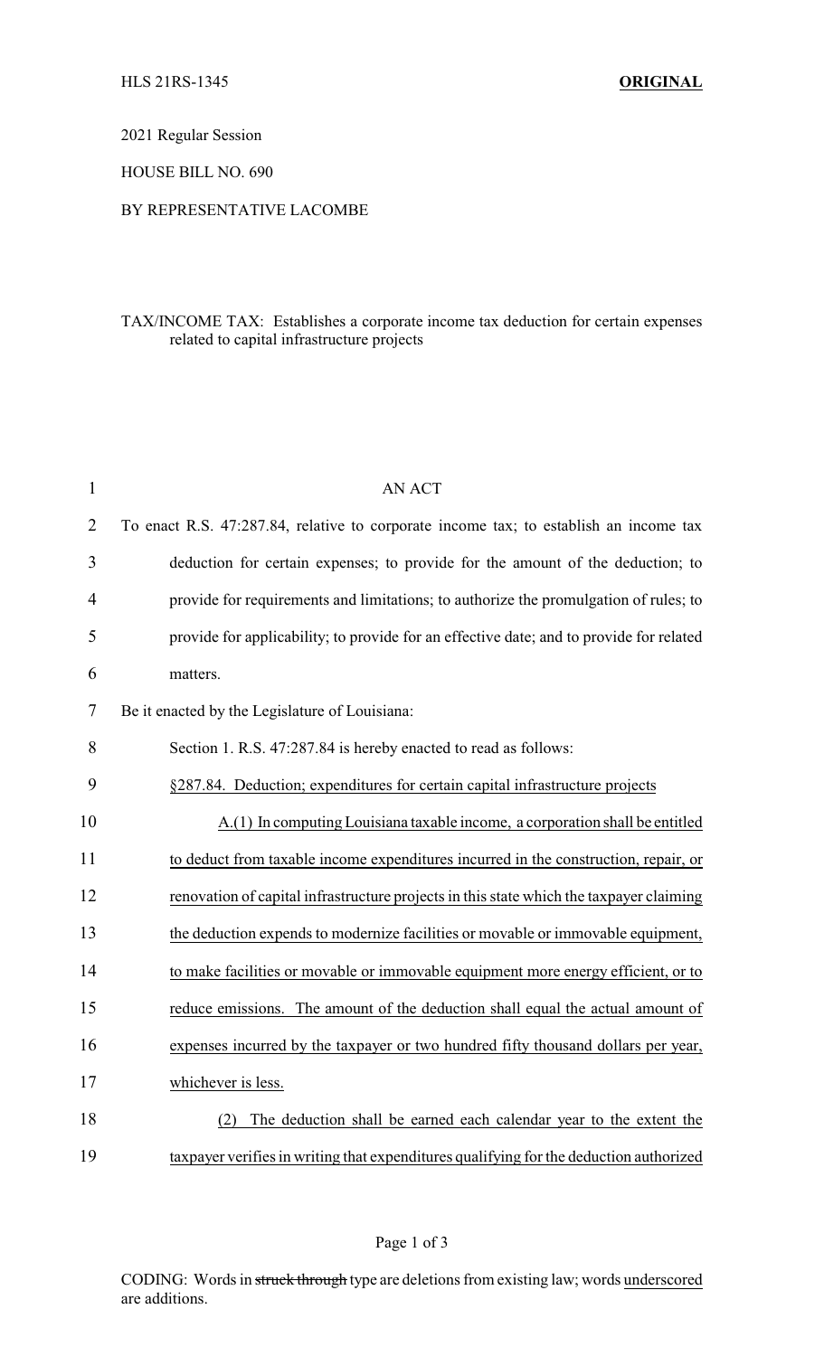HLS 21RS-1345 **ORIGINAL**

2021 Regular Session

HOUSE BILL NO. 690

BY REPRESENTATIVE LACOMBE

TAX/INCOME TAX: Establishes a corporate income tax deduction for certain expenses related to capital infrastructure projects

AN ACT

To enact R.S. 47:287.84, relative to corporate income tax; to establish an income tax deduction for certain expenses; to provide for the amount of the deduction; to provide for requirements and limitations; to authorize the promulgation of rules; to provide for applicability; to provide for an effective date; and to provide for related matters.

Be it enacted by the Legislature of Louisiana:

Section 1. R.S. 47:287.84 is hereby enacted to read as follows:

§287.84. Deduction; expenditures for certain capital infrastructure projects

A.(1) In computing Louisiana taxable income, a corporation shall be entitled to deduct from taxable income expenditures incurred in the construction, repair, or renovation of capital infrastructure projects in this state which the taxpayer claiming the deduction expends to modernize facilities or movable or immovable equipment, to make facilities or movable or immovable equipment more energy efficient, or to reduce emissions. The amount of the deduction shall equal the actual amount of expenses incurred by the taxpayer or two hundred fifty thousand dollars per year, whichever is less.

(2) The deduction shall be earned each calendar year to the extent the taxpayer verifies in writing that expenditures qualifying for the deduction authorized

CODING: Words in ~~struck through~~ type are deletions from existing law; words underscored are additions.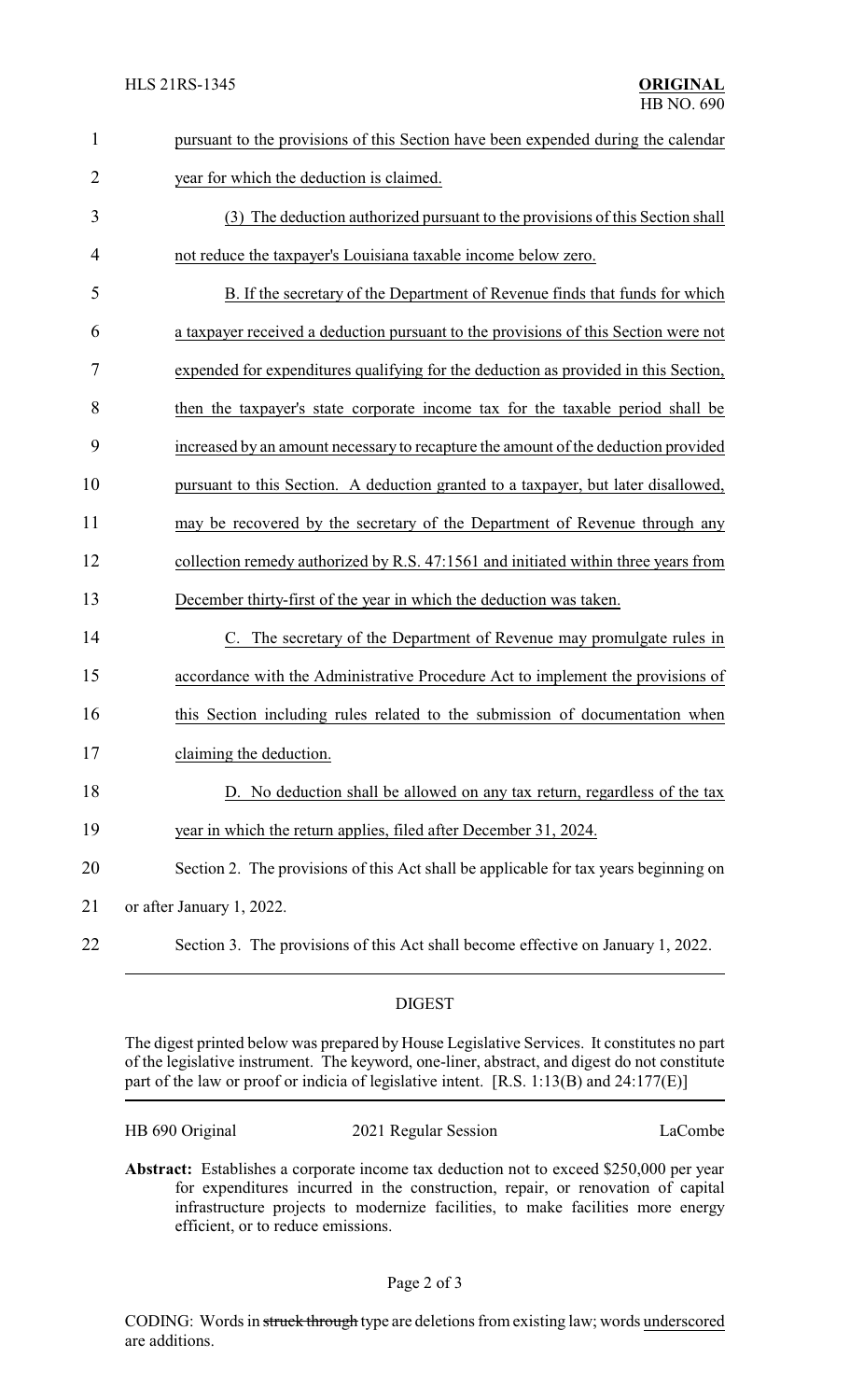pursuant to the provisions of this Section have been expended during the calendar year for which the deduction is claimed.

(3) The deduction authorized pursuant to the provisions of this Section shall not reduce the taxpayer's Louisiana taxable income below zero.

B. If the secretary of the Department of Revenue finds that funds for which a taxpayer received a deduction pursuant to the provisions of this Section were not expended for expenditures qualifying for the deduction as provided in this Section, then the taxpayer's state corporate income tax for the taxable period shall be increased by an amount necessary to recapture the amount of the deduction provided pursuant to this Section. A deduction granted to a taxpayer, but later disallowed, may be recovered by the secretary of the Department of Revenue through any collection remedy authorized by R.S. 47:1561 and initiated within three years from December thirty-first of the year in which the deduction was taken.

C. The secretary of the Department of Revenue may promulgate rules in accordance with the Administrative Procedure Act to implement the provisions of this Section including rules related to the submission of documentation when claiming the deduction.

D. No deduction shall be allowed on any tax return, regardless of the tax year in which the return applies, filed after December 31, 2024.

Section 2. The provisions of this Act shall be applicable for tax years beginning on or after January 1, 2022.

Section 3. The provisions of this Act shall become effective on January 1, 2022.

## DIGEST

The digest printed below was prepared by House Legislative Services. It constitutes no part of the legislative instrument. The keyword, one-liner, abstract, and digest do not constitute part of the law or proof or indicia of legislative intent. [R.S. 1:13(B) and 24:177(E)]

HB 690 Original — 2021 Regular Session — LaCombe

**Abstract:** Establishes a corporate income tax deduction not to exceed $250,000 per year for expenditures incurred in the construction, repair, or renovation of capital infrastructure projects to modernize facilities, to make facilities more energy efficient, or to reduce emissions.

CODING: Words in ~~struck through~~ type are deletions from existing law; words underscored are additions.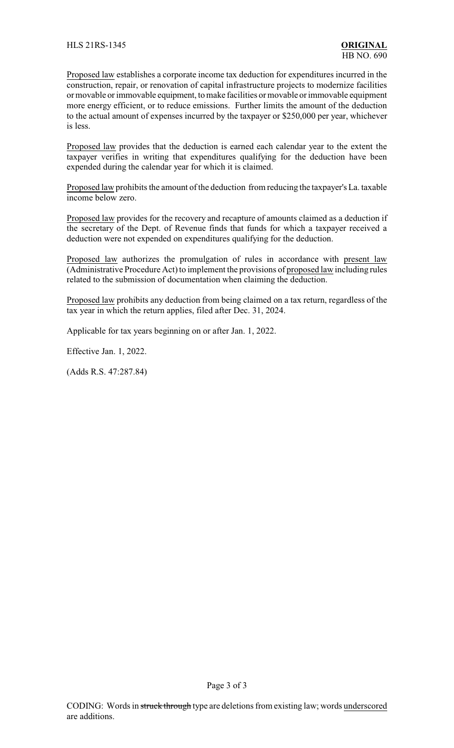Proposed law establishes a corporate income tax deduction for expenditures incurred in the construction, repair, or renovation of capital infrastructure projects to modernize facilities or movable or immovable equipment, to make facilities or movable or immovable equipment more energy efficient, or to reduce emissions. Further limits the amount of the deduction to the actual amount of expenses incurred by the taxpayer or $250,000 per year, whichever is less.

Proposed law provides that the deduction is earned each calendar year to the extent the taxpayer verifies in writing that expenditures qualifying for the deduction have been expended during the calendar year for which it is claimed.

Proposed law prohibits the amount of the deduction from reducing the taxpayer's La. taxable income below zero.

Proposed law provides for the recovery and recapture of amounts claimed as a deduction if the secretary of the Dept. of Revenue finds that funds for which a taxpayer received a deduction were not expended on expenditures qualifying for the deduction.

Proposed law authorizes the promulgation of rules in accordance with present law (Administrative Procedure Act) to implement the provisions of proposed law including rules related to the submission of documentation when claiming the deduction.

Proposed law prohibits any deduction from being claimed on a tax return, regardless of the tax year in which the return applies, filed after Dec. 31, 2024.

Applicable for tax years beginning on or after Jan. 1, 2022.

Effective Jan. 1, 2022.

(Adds R.S. 47:287.84)

CODING: Words in ~~struck through~~ type are deletions from existing law; words underscored are additions.